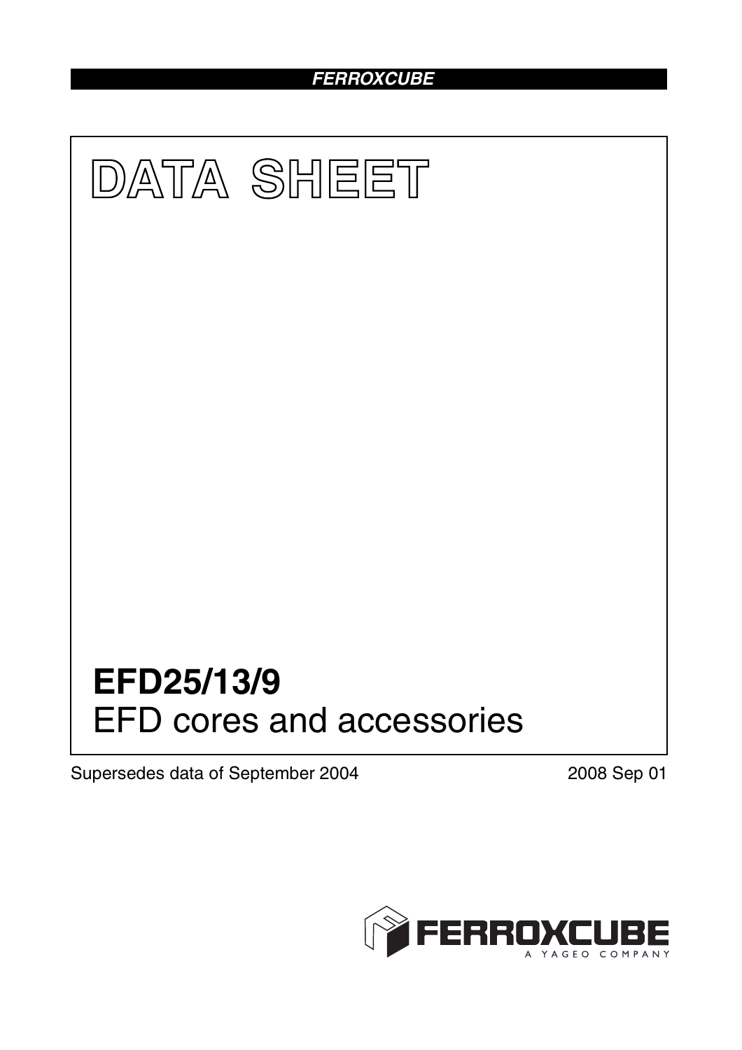FERROXCUBE

# DATA SHEET

# EFD25/13/9
## EFD cores and accessories

Supersedes data of September 2004

2008 Sep 01

FERROXCUBE
A YAGEO COMPANY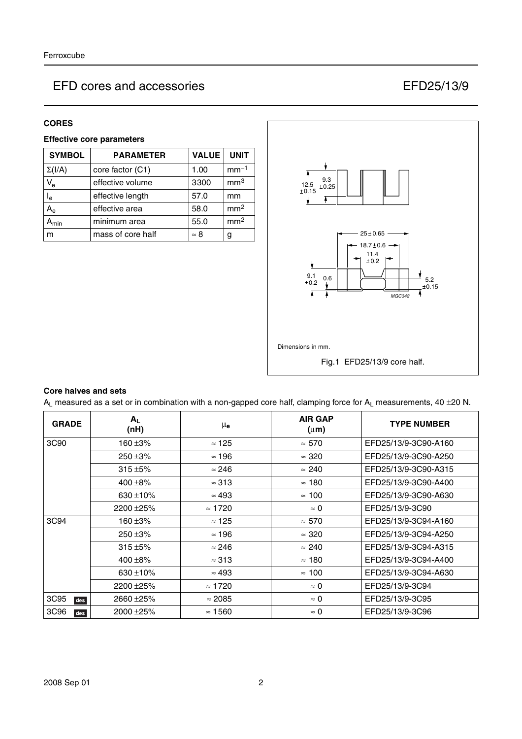# EFD cores and accessories — EFD25/13/9

## CORES

### Effective core parameters

| SYMBOL | PARAMETER | VALUE | UNIT |
|---|---|---|---|
| $\Sigma(I/A)$ | core factor (C1) | 1.00 | $mm^{-1}$ |
| $V_e$ | effective volume | 3300 | $mm^3$ |
| $I_e$ | effective length | 57.0 | mm |
| $A_e$ | effective area | 58.0 | $mm^2$ |
| $A_{min}$ | minimum area | 55.0 | $mm^2$ |
| m | mass of core half | ≈ 8 | g |

Dimensions in mm.

Fig.1 EFD25/13/9 core half.

### Core halves and sets

$A_L$ measured as a set or in combination with a non-gapped core half, clamping force for $A_L$ measurements, 40 ±20 N.

| GRADE | $A_L$ (nH) | $\mu_e$ | AIR GAP ($\mu m$) | TYPE NUMBER |
|---|---|---|---|---|
| 3C90 | 160 ±3% | ≈ 125 | ≈ 570 | EFD25/13/9-3C90-A160 |
| | 250 ±3% | ≈ 196 | ≈ 320 | EFD25/13/9-3C90-A250 |
| | 315 ±5% | ≈ 246 | ≈ 240 | EFD25/13/9-3C90-A315 |
| | 400 ±8% | ≈ 313 | ≈ 180 | EFD25/13/9-3C90-A400 |
| | 630 ±10% | ≈ 493 | ≈ 100 | EFD25/13/9-3C90-A630 |
| | 2200 ±25% | ≈ 1720 | ≈ 0 | EFD25/13/9-3C90 |
| 3C94 | 160 ±3% | ≈ 125 | ≈ 570 | EFD25/13/9-3C94-A160 |
| | 250 ±3% | ≈ 196 | ≈ 320 | EFD25/13/9-3C94-A250 |
| | 315 ±5% | ≈ 246 | ≈ 240 | EFD25/13/9-3C94-A315 |
| | 400 ±8% | ≈ 313 | ≈ 180 | EFD25/13/9-3C94-A400 |
| | 630 ±10% | ≈ 493 | ≈ 100 | EFD25/13/9-3C94-A630 |
| | 2200 ±25% | ≈ 1720 | ≈ 0 | EFD25/13/9-3C94 |
| 3C95 des | 2660 ±25% | ≈ 2085 | ≈ 0 | EFD25/13/9-3C95 |
| 3C96 des | 2000 ±25% | ≈ 1560 | ≈ 0 | EFD25/13/9-3C96 |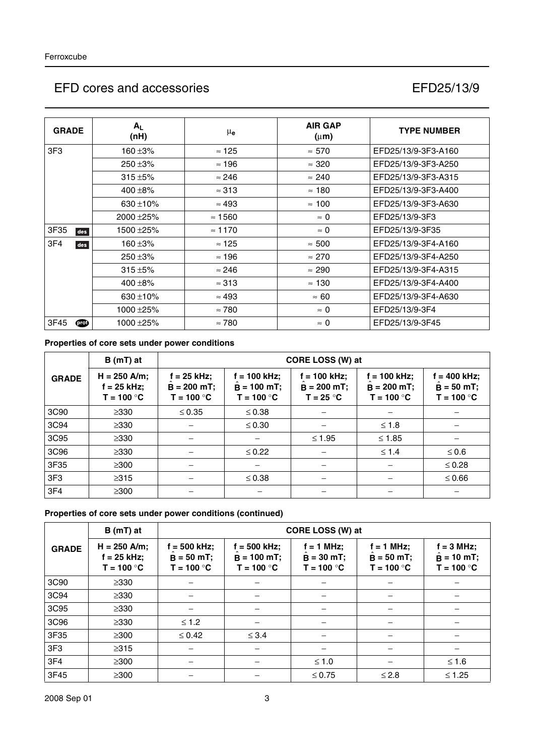| GRADE | $A_L$ (nH) | $\mu_e$ | AIR GAP (μm) | TYPE NUMBER |
|---|---|---|---|---|
| 3F3 | 160 ±3% | ≈ 125 | ≈ 570 | EFD25/13/9-3F3-A160 |
| | 250 ±3% | ≈ 196 | ≈ 320 | EFD25/13/9-3F3-A250 |
| | 315 ±5% | ≈ 246 | ≈ 240 | EFD25/13/9-3F3-A315 |
| | 400 ±8% | ≈ 313 | ≈ 180 | EFD25/13/9-3F3-A400 |
| | 630 ±10% | ≈ 493 | ≈ 100 | EFD25/13/9-3F3-A630 |
| | 2000 ±25% | ≈ 1560 | ≈ 0 | EFD25/13/9-3F3 |
| 3F35 des | 1500 ±25% | ≈ 1170 | ≈ 0 | EFD25/13/9-3F35 |
| 3F4 des | 160 ±3% | ≈ 125 | ≈ 500 | EFD25/13/9-3F4-A160 |
| | 250 ±3% | ≈ 196 | ≈ 270 | EFD25/13/9-3F4-A250 |
| | 315 ±5% | ≈ 246 | ≈ 290 | EFD25/13/9-3F4-A315 |
| | 400 ±8% | ≈ 313 | ≈ 130 | EFD25/13/9-3F4-A400 |
| | 630 ±10% | ≈ 493 | ≈ 60 | EFD25/13/9-3F4-A630 |
| | 1000 ±25% | ≈ 780 | ≈ 0 | EFD25/13/9-3F4 |
| 3F45 prot | 1000 ±25% | ≈ 780 | ≈ 0 | EFD25/13/9-3F45 |

**Properties of core sets under power conditions**

| GRADE | B (mT) at | CORE LOSS (W) at | | | | |
|---|---|---|---|---|---|---|
| | H = 250 A/m; f = 25 kHz; T = 100 °C | f = 25 kHz; $\hat{B}$ = 200 mT; T = 100 °C | f = 100 kHz; $\hat{B}$ = 100 mT; T = 100 °C | f = 100 kHz; $\hat{B}$ = 200 mT; T = 25 °C | f = 100 kHz; $\hat{B}$ = 200 mT; T = 100 °C | f = 400 kHz; $\hat{B}$ = 50 mT; T = 100 °C |
| 3C90 | ≥330 | ≤ 0.35 | ≤ 0.38 | − | − | − |
| 3C94 | ≥330 | − | ≤ 0.30 | − | ≤ 1.8 | − |
| 3C95 | ≥330 | − | − | ≤ 1.95 | ≤ 1.85 | − |
| 3C96 | ≥330 | − | ≤ 0.22 | − | ≤ 1.4 | ≤ 0.6 |
| 3F35 | ≥300 | − | − | − | − | ≤ 0.28 |
| 3F3 | ≥315 | − | ≤ 0.38 | − | − | ≤ 0.66 |
| 3F4 | ≥300 | − | − | − | − | − |

**Properties of core sets under power conditions (continued)**

| GRADE | B (mT) at | CORE LOSS (W) at | | | | |
|---|---|---|---|---|---|---|
| | H = 250 A/m; f = 25 kHz; T = 100 °C | f = 500 kHz; $\hat{B}$ = 50 mT; T = 100 °C | f = 500 kHz; $\hat{B}$ = 100 mT; T = 100 °C | f = 1 MHz; $\hat{B}$ = 30 mT; T = 100 °C | f = 1 MHz; $\hat{B}$ = 50 mT; T = 100 °C | f = 3 MHz; $\hat{B}$ = 10 mT; T = 100 °C |
| 3C90 | ≥330 | − | − | − | − | − |
| 3C94 | ≥330 | − | − | − | − | − |
| 3C95 | ≥330 | − | − | − | − | − |
| 3C96 | ≥330 | ≤ 1.2 | − | − | − | − |
| 3F35 | ≥300 | ≤ 0.42 | ≤ 3.4 | − | − | − |
| 3F3 | ≥315 | − | − | − | − | − |
| 3F4 | ≥300 | − | − | ≤ 1.0 | − | ≤ 1.6 |
| 3F45 | ≥300 | − | − | ≤ 0.75 | ≤ 2.8 | ≤ 1.25 |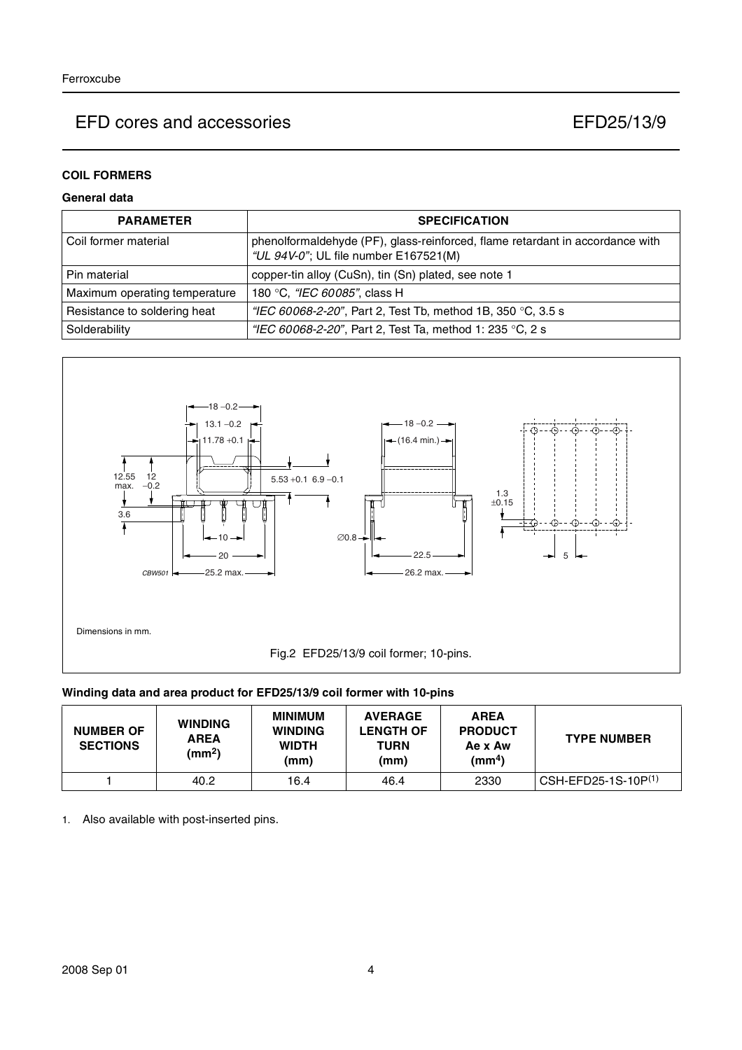### COIL FORMERS

#### General data

| PARAMETER | SPECIFICATION |
|---|---|
| Coil former material | phenolformaldehyde (PF), glass-reinforced, flame retardant in accordance with *"UL 94V-0"*; UL file number E167521(M) |
| Pin material | copper-tin alloy (CuSn), tin (Sn) plated, see note 1 |
| Maximum operating temperature | 180 °C, *"IEC 60085"*, class H |
| Resistance to soldering heat | *"IEC 60068-2-20"*, Part 2, Test Tb, method 1B, 350 °C, 3.5 s |
| Solderability | *"IEC 60068-2-20"*, Part 2, Test Ta, method 1: 235 °C, 2 s |

Dimensions in mm.

Fig.2 EFD25/13/9 coil former; 10-pins.

#### Winding data and area product for EFD25/13/9 coil former with 10-pins

| NUMBER OF SECTIONS | WINDING AREA ($mm^2$) | MINIMUM WINDING WIDTH (mm) | AVERAGE LENGTH OF TURN (mm) | AREA PRODUCT Ae x Aw ($mm^4$) | TYPE NUMBER |
|---|---|---|---|---|---|
| 1 | 40.2 | 16.4 | 46.4 | 2330 | CSH-EFD25-1S-10P(1) |

1. Also available with post-inserted pins.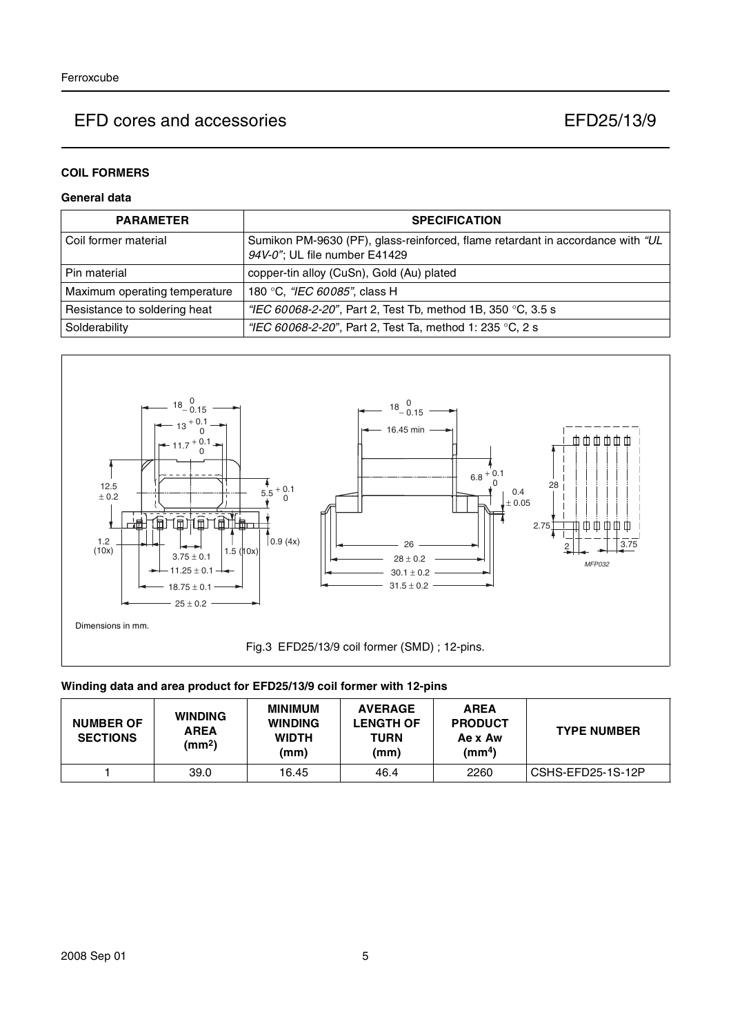## COIL FORMERS

### General data

| PARAMETER | SPECIFICATION |
|---|---|
| Coil former material | Sumikon PM-9630 (PF), glass-reinforced, flame retardant in accordance with *"UL 94V-0"*; UL file number E41429 |
| Pin material | copper-tin alloy (CuSn), Gold (Au) plated |
| Maximum operating temperature | 180 °C, *"IEC 60085"*, class H |
| Resistance to soldering heat | *"IEC 60068-2-20"*, Part 2, Test Tb, method 1B, 350 °C, 3.5 s |
| Solderability | *"IEC 60068-2-20"*, Part 2, Test Ta, method 1: 235 °C, 2 s |

Dimensions in mm.

Fig.3 EFD25/13/9 coil former (SMD) ; 12-pins.

### Winding data and area product for EFD25/13/9 coil former with 12-pins

| NUMBER OF SECTIONS | WINDING AREA ($mm^2$) | MINIMUM WINDING WIDTH (mm) | AVERAGE LENGTH OF TURN (mm) | AREA PRODUCT Ae x Aw ($mm^4$) | TYPE NUMBER |
|---|---|---|---|---|---|
| 1 | 39.0 | 16.45 | 46.4 | 2260 | CSHS-EFD25-1S-12P |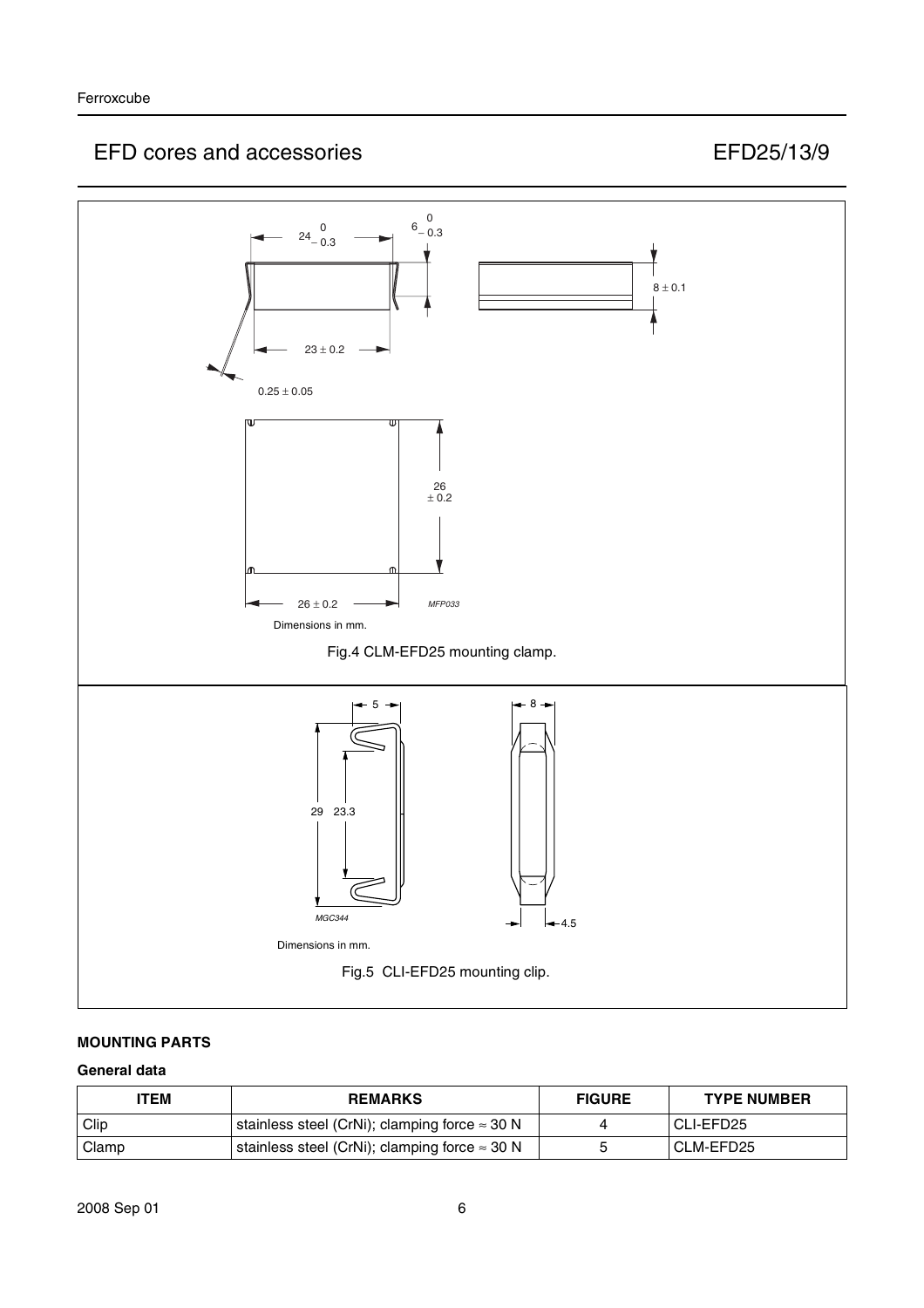## EFD cores and accessories — EFD25/13/9

Dimensions in mm.

Fig.4 CLM-EFD25 mounting clamp.

Dimensions in mm.

Fig.5 CLI-EFD25 mounting clip.

### MOUNTING PARTS

#### General data

| ITEM | REMARKS | FIGURE | TYPE NUMBER |
|---|---|---|---|
| Clip | stainless steel (CrNi); clamping force ≈ 30 N | 4 | CLI-EFD25 |
| Clamp | stainless steel (CrNi); clamping force ≈ 30 N | 5 | CLM-EFD25 |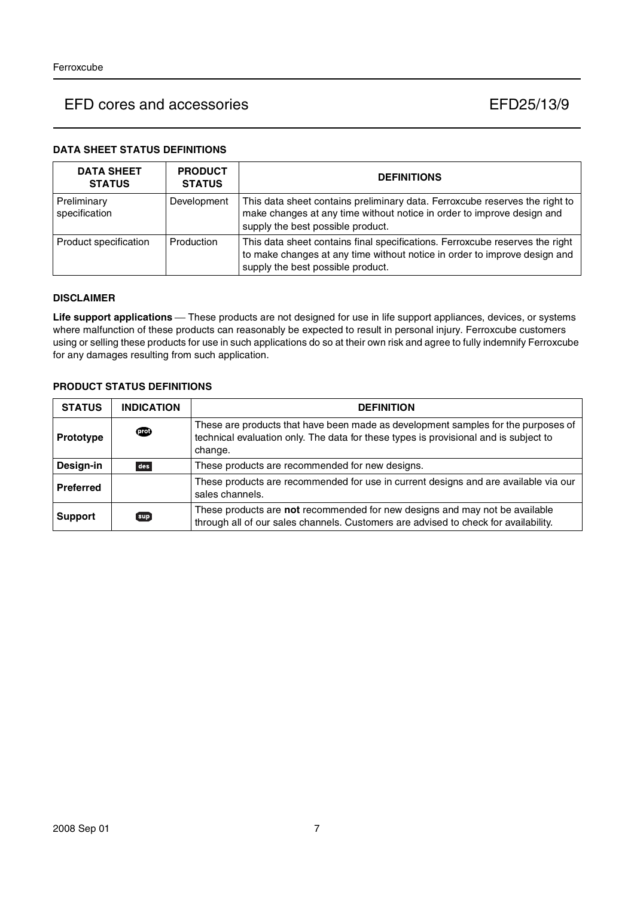## DATA SHEET STATUS DEFINITIONS

| DATA SHEET STATUS | PRODUCT STATUS | DEFINITIONS |
| --- | --- | --- |
| Preliminary specification | Development | This data sheet contains preliminary data. Ferroxcube reserves the right to make changes at any time without notice in order to improve design and supply the best possible product. |
| Product specification | Production | This data sheet contains final specifications. Ferroxcube reserves the right to make changes at any time without notice in order to improve design and supply the best possible product. |

## DISCLAIMER

**Life support applications** — These products are not designed for use in life support appliances, devices, or systems where malfunction of these products can reasonably be expected to result in personal injury. Ferroxcube customers using or selling these products for use in such applications do so at their own risk and agree to fully indemnify Ferroxcube for any damages resulting from such application.

## PRODUCT STATUS DEFINITIONS

| STATUS | INDICATION | DEFINITION |
| --- | --- | --- |
| **Prototype** | prot | These are products that have been made as development samples for the purposes of technical evaluation only. The data for these types is provisional and is subject to change. |
| **Design-in** | des | These products are recommended for new designs. |
| **Preferred** | | These products are recommended for use in current designs and are available via our sales channels. |
| **Support** | sup | These products are **not** recommended for new designs and may not be available through all of our sales channels. Customers are advised to check for availability. |